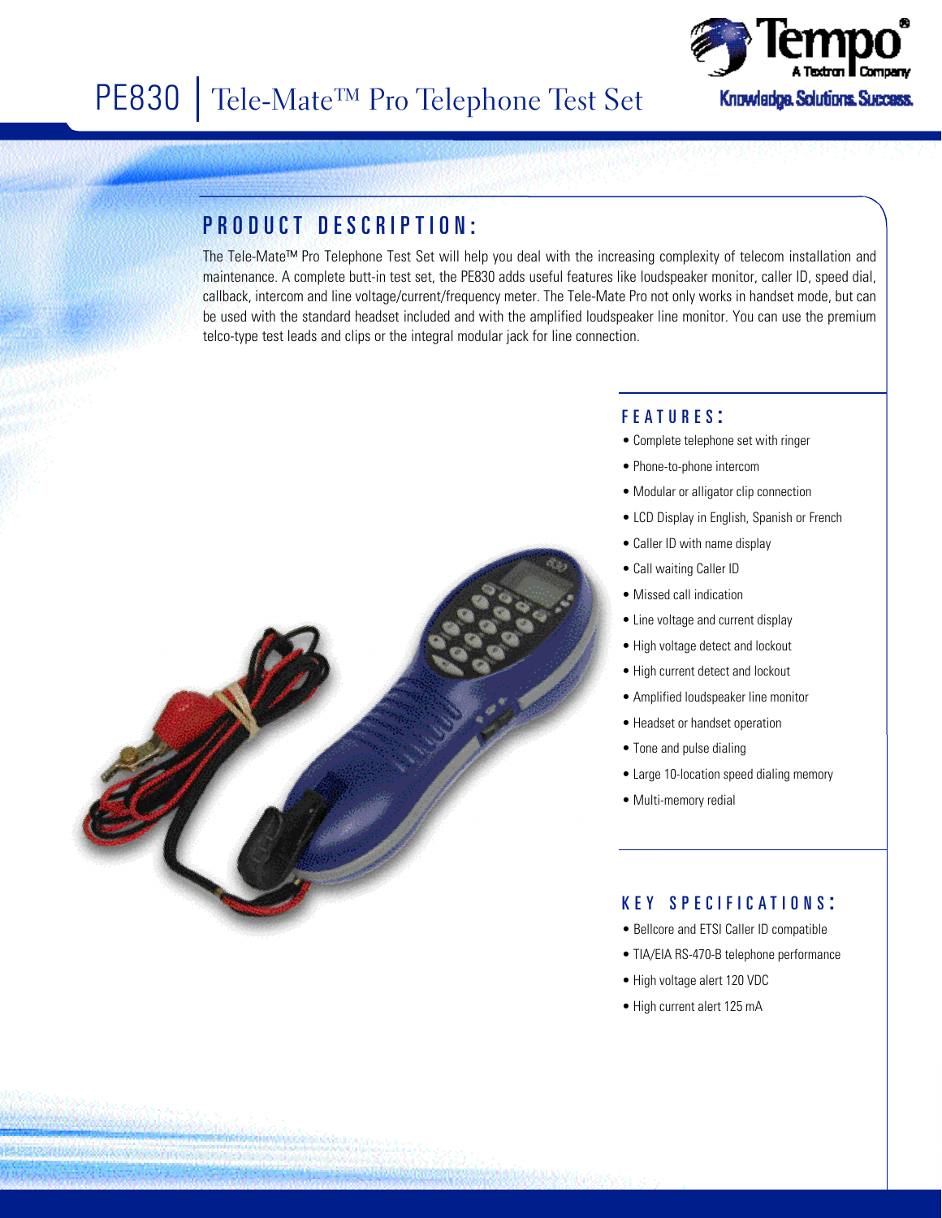# PE830 | Tele-Mate™ Pro Telephone Test Set

Tempo®
A Textron Company
Knowledge. Solutions. Success.

## PRODUCT DESCRIPTION:

The Tele-Mate™ Pro Telephone Test Set will help you deal with the increasing complexity of telecom installation and maintenance. A complete butt-in test set, the PE830 adds useful features like loudspeaker monitor, caller ID, speed dial, callback, intercom and line voltage/current/frequency meter. The Tele-Mate Pro not only works in handset mode, but can be used with the standard headset included and with the amplified loudspeaker line monitor. You can use the premium telco-type test leads and clips or the integral modular jack for line connection.

## FEATURES:

- Complete telephone set with ringer
- Phone-to-phone intercom
- Modular or alligator clip connection
- LCD Display in English, Spanish or French
- Caller ID with name display
- Call waiting Caller ID
- Missed call indication
- Line voltage and current display
- High voltage detect and lockout
- High current detect and lockout
- Amplified loudspeaker line monitor
- Headset or handset operation
- Tone and pulse dialing
- Large 10-location speed dialing memory
- Multi-memory redial

## KEY SPECIFICATIONS:

- Bellcore and ETSI Caller ID compatible
- TIA/EIA RS-470-B telephone performance
- High voltage alert 120 VDC
- High current alert 125 mA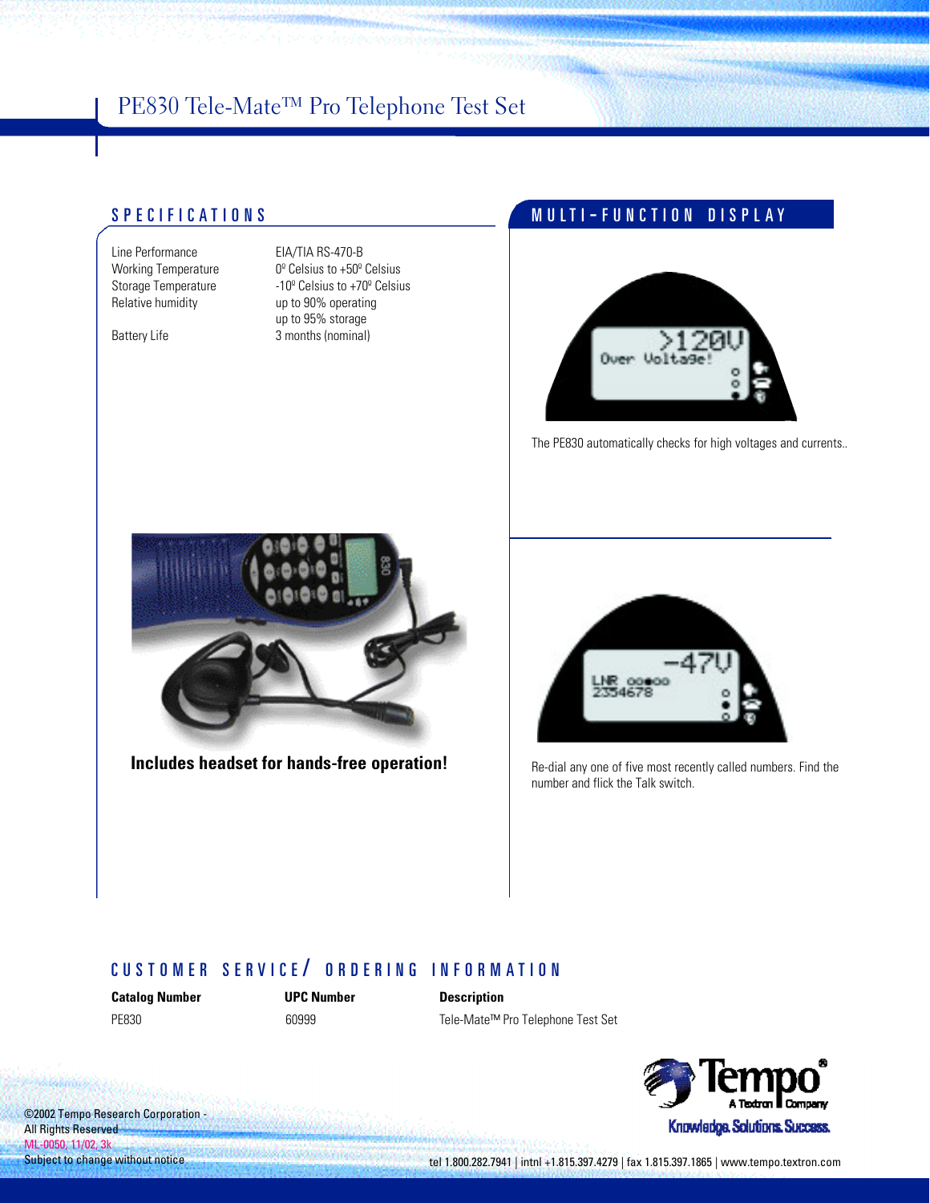# PE830 Tele-Mate™ Pro Telephone Test Set

## SPECIFICATIONS

| | |
|---|---|
| Line Performance | EIA/TIA RS-470-B |
| Working Temperature | 0º Celsius to +50º Celsius |
| Storage Temperature | -10º Celsius to +70º Celsius |
| Relative humidity | up to 90% operating<br>up to 95% storage |
| Battery Life | 3 months (nominal) |

**Includes headset for hands-free operation!**

## MULTI-FUNCTION DISPLAY

The PE830 automatically checks for high voltages and currents..

Re-dial any one of five most recently called numbers. Find the number and flick the Talk switch.

## CUSTOMER SERVICE/ ORDERING INFORMATION

| Catalog Number | UPC Number | Description |
|---|---|---|
| PE830 | 60999 | Tele-Mate™ Pro Telephone Test Set |

Tempo® A Textron Company
Knowledge. Solutions. Success.

©2002 Tempo Research Corporation - All Rights Reserved
ML-0050, 11/02, 3k
Subject to change without notice

tel 1.800.282.7941 | intnl +1.815.397.4279 | fax 1.815.397.1865 | www.tempo.textron.com